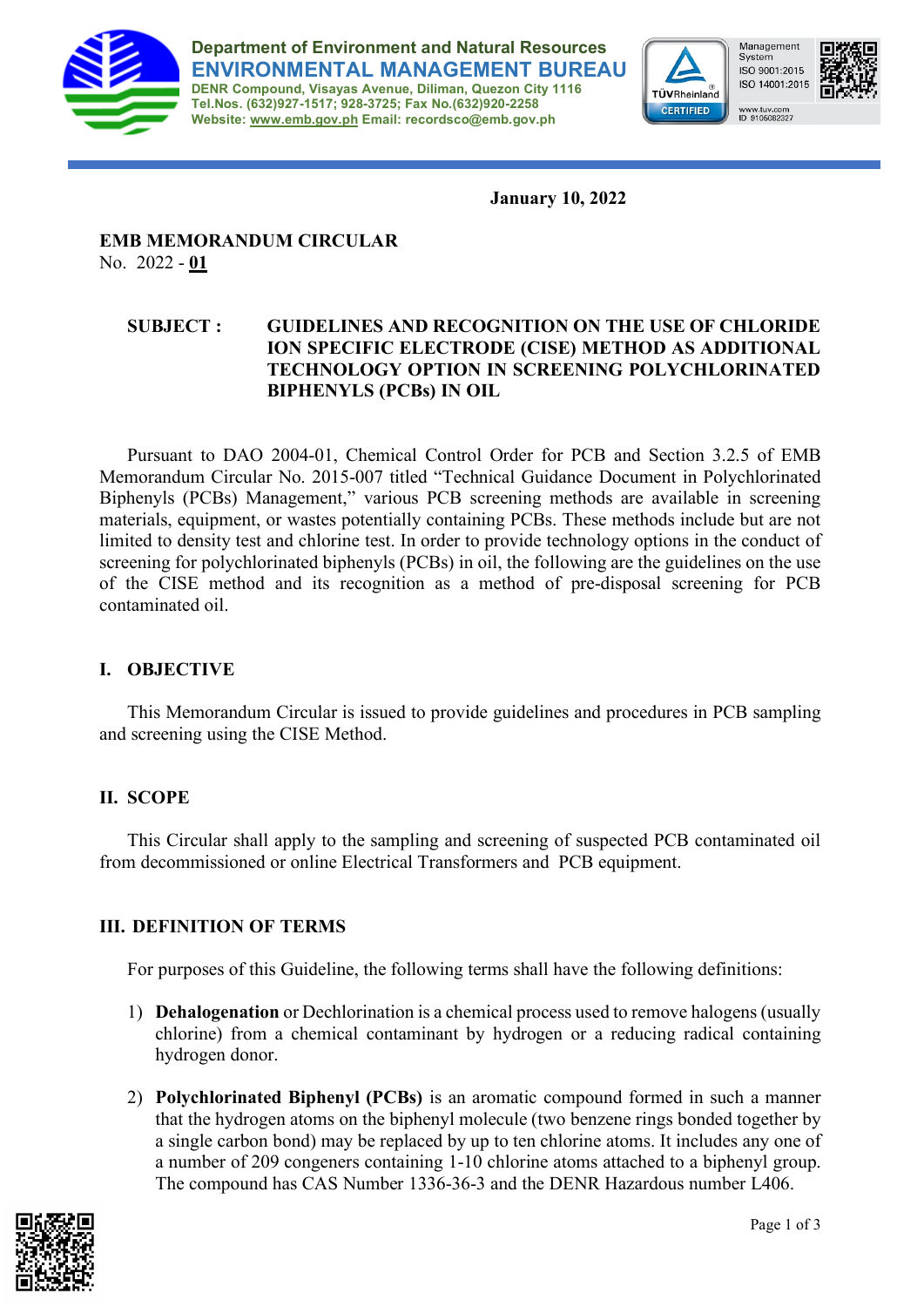Department of Environment and Natural Resources
**ENVIRONMENTAL MANAGEMENT BUREAU**
DENR Compound, Visayas Avenue, Diliman, Quezon City 1116
Tel.Nos. (632)927-1517; 928-3725; Fax No.(632)920-2258
Website: www.emb.gov.ph Email: recordsco@emb.gov.ph

**January 10, 2022**

**EMB MEMORANDUM CIRCULAR**
No. 2022 - **01**

**SUBJECT : GUIDELINES AND RECOGNITION ON THE USE OF CHLORIDE ION SPECIFIC ELECTRODE (CISE) METHOD AS ADDITIONAL TECHNOLOGY OPTION IN SCREENING POLYCHLORINATED BIPHENYLS (PCBs) IN OIL**

Pursuant to DAO 2004-01, Chemical Control Order for PCB and Section 3.2.5 of EMB Memorandum Circular No. 2015-007 titled "Technical Guidance Document in Polychlorinated Biphenyls (PCBs) Management," various PCB screening methods are available in screening materials, equipment, or wastes potentially containing PCBs. These methods include but are not limited to density test and chlorine test. In order to provide technology options in the conduct of screening for polychlorinated biphenyls (PCBs) in oil, the following are the guidelines on the use of the CISE method and its recognition as a method of pre-disposal screening for PCB contaminated oil.

## I. OBJECTIVE

This Memorandum Circular is issued to provide guidelines and procedures in PCB sampling and screening using the CISE Method.

## II. SCOPE

This Circular shall apply to the sampling and screening of suspected PCB contaminated oil from decommissioned or online Electrical Transformers and PCB equipment.

## III. DEFINITION OF TERMS

For purposes of this Guideline, the following terms shall have the following definitions:

1) **Dehalogenation** or Dechlorination is a chemical process used to remove halogens (usually chlorine) from a chemical contaminant by hydrogen or a reducing radical containing hydrogen donor.

2) **Polychlorinated Biphenyl (PCBs)** is an aromatic compound formed in such a manner that the hydrogen atoms on the biphenyl molecule (two benzene rings bonded together by a single carbon bond) may be replaced by up to ten chlorine atoms. It includes any one of a number of 209 congeners containing 1-10 chlorine atoms attached to a biphenyl group. The compound has CAS Number 1336-36-3 and the DENR Hazardous number L406.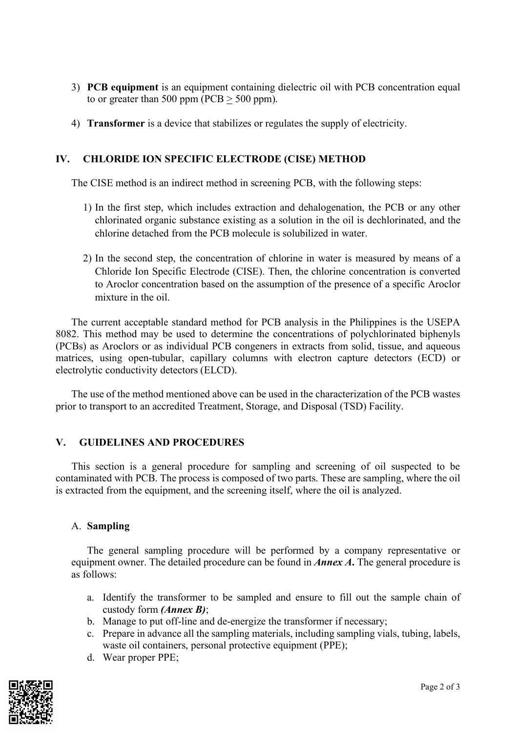3) **PCB equipment** is an equipment containing dielectric oil with PCB concentration equal to or greater than 500 ppm (PCB $\geq$ 500 ppm).

4) **Transformer** is a device that stabilizes or regulates the supply of electricity.

## IV. CHLORIDE ION SPECIFIC ELECTRODE (CISE) METHOD

The CISE method is an indirect method in screening PCB, with the following steps:

1) In the first step, which includes extraction and dehalogenation, the PCB or any other chlorinated organic substance existing as a solution in the oil is dechlorinated, and the chlorine detached from the PCB molecule is solubilized in water.

2) In the second step, the concentration of chlorine in water is measured by means of a Chloride Ion Specific Electrode (CISE). Then, the chlorine concentration is converted to Aroclor concentration based on the assumption of the presence of a specific Aroclor mixture in the oil.

The current acceptable standard method for PCB analysis in the Philippines is the USEPA 8082. This method may be used to determine the concentrations of polychlorinated biphenyls (PCBs) as Aroclors or as individual PCB congeners in extracts from solid, tissue, and aqueous matrices, using open-tubular, capillary columns with electron capture detectors (ECD) or electrolytic conductivity detectors (ELCD).

The use of the method mentioned above can be used in the characterization of the PCB wastes prior to transport to an accredited Treatment, Storage, and Disposal (TSD) Facility.

## V. GUIDELINES AND PROCEDURES

This section is a general procedure for sampling and screening of oil suspected to be contaminated with PCB. The process is composed of two parts. These are sampling, where the oil is extracted from the equipment, and the screening itself, where the oil is analyzed.

### A. Sampling

The general sampling procedure will be performed by a company representative or equipment owner. The detailed procedure can be found in ***Annex A*.** The general procedure is as follows:

a. Identify the transformer to be sampled and ensure to fill out the sample chain of custody form ***(Annex B)***;
b. Manage to put off-line and de-energize the transformer if necessary;
c. Prepare in advance all the sampling materials, including sampling vials, tubing, labels, waste oil containers, personal protective equipment (PPE);
d. Wear proper PPE;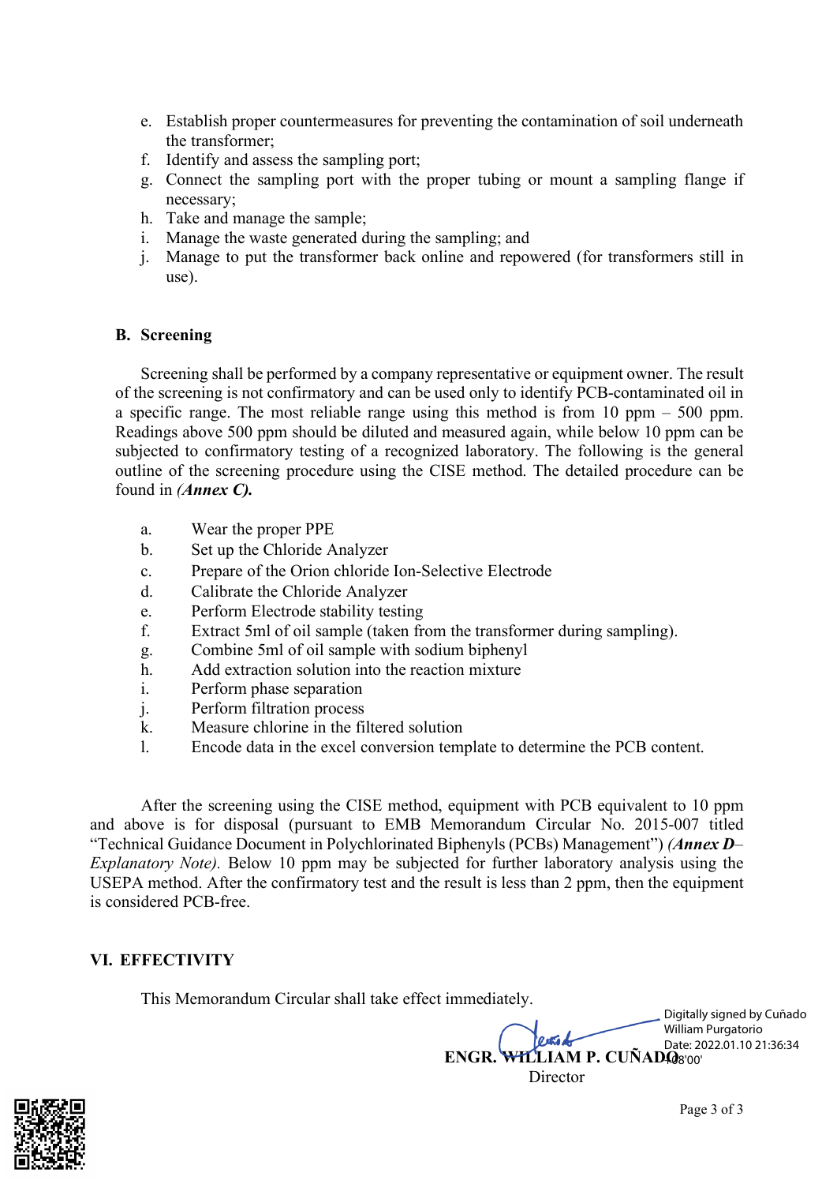e. Establish proper countermeasures for preventing the contamination of soil underneath the transformer;
f. Identify and assess the sampling port;
g. Connect the sampling port with the proper tubing or mount a sampling flange if necessary;
h. Take and manage the sample;
i. Manage the waste generated during the sampling; and
j. Manage to put the transformer back online and repowered (for transformers still in use).

## B. Screening

Screening shall be performed by a company representative or equipment owner. The result of the screening is not confirmatory and can be used only to identify PCB-contaminated oil in a specific range. The most reliable range using this method is from 10 ppm – 500 ppm. Readings above 500 ppm should be diluted and measured again, while below 10 ppm can be subjected to confirmatory testing of a recognized laboratory. The following is the general outline of the screening procedure using the CISE method. The detailed procedure can be found in ***(Annex C).***

a. Wear the proper PPE
b. Set up the Chloride Analyzer
c. Prepare of the Orion chloride Ion-Selective Electrode
d. Calibrate the Chloride Analyzer
e. Perform Electrode stability testing
f. Extract 5ml of oil sample (taken from the transformer during sampling).
g. Combine 5ml of oil sample with sodium biphenyl
h. Add extraction solution into the reaction mixture
i. Perform phase separation
j. Perform filtration process
k. Measure chlorine in the filtered solution
l. Encode data in the excel conversion template to determine the PCB content.

After the screening using the CISE method, equipment with PCB equivalent to 10 ppm and above is for disposal (pursuant to EMB Memorandum Circular No. 2015-007 titled "Technical Guidance Document in Polychlorinated Biphenyls (PCBs) Management") ***(Annex D**– Explanatory Note).* Below 10 ppm may be subjected for further laboratory analysis using the USEPA method. After the confirmatory test and the result is less than 2 ppm, then the equipment is considered PCB-free.

## VI. EFFECTIVITY

This Memorandum Circular shall take effect immediately.

Digitally signed by Cuñado William Purgatorio
Date: 2022.01.10 21:36:34 +08'00'

**ENGR. WILLIAM P. CUÑADO**
Director